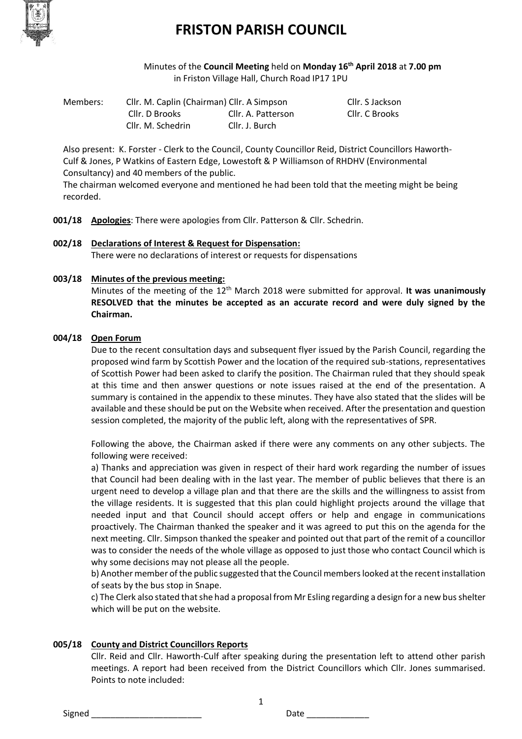// FRISTON PARISH COUNCIL

Minutes of the **Council Meeting** held on **Monday 16th April 2018** at **7.00 pm** in Friston Village Hall, Church Road IP17 1PU

| Members: | Cllr. M. Caplin (Chairman) | Cllr. A Simpson | Cllr. S Jackson |
|---|---|---|---|
| | Cllr. D Brooks | Cllr. A. Patterson | Cllr. C Brooks |
| | Cllr. M. Schedrin | Cllr. J. Burch | |

Also present: K. Forster - Clerk to the Council, County Councillor Reid, District Councillors Haworth-Culf & Jones, P Watkins of Eastern Edge, Lowestoft & P Williamson of RHDHV (Environmental Consultancy) and 40 members of the public.

The chairman welcomed everyone and mentioned he had been told that the meeting might be being recorded.

**001/18 Apologies**: There were apologies from Cllr. Patterson & Cllr. Schedrin.

**002/18 Declarations of Interest & Request for Dispensation:**

There were no declarations of interest or requests for dispensations

**003/18 Minutes of the previous meeting:**

Minutes of the meeting of the 12th March 2018 were submitted for approval. **It was unanimously RESOLVED that the minutes be accepted as an accurate record and were duly signed by the Chairman.**

**004/18 Open Forum**

Due to the recent consultation days and subsequent flyer issued by the Parish Council, regarding the proposed wind farm by Scottish Power and the location of the required sub-stations, representatives of Scottish Power had been asked to clarify the position. The Chairman ruled that they should speak at this time and then answer questions or note issues raised at the end of the presentation. A summary is contained in the appendix to these minutes. They have also stated that the slides will be available and these should be put on the Website when received. After the presentation and question session completed, the majority of the public left, along with the representatives of SPR.

Following the above, the Chairman asked if there were any comments on any other subjects. The following were received:

a) Thanks and appreciation was given in respect of their hard work regarding the number of issues that Council had been dealing with in the last year. The member of public believes that there is an urgent need to develop a village plan and that there are the skills and the willingness to assist from the village residents. It is suggested that this plan could highlight projects around the village that needed input and that Council should accept offers or help and engage in communications proactively. The Chairman thanked the speaker and it was agreed to put this on the agenda for the next meeting. Cllr. Simpson thanked the speaker and pointed out that part of the remit of a councillor was to consider the needs of the whole village as opposed to just those who contact Council which is why some decisions may not please all the people.

b) Another member of the public suggested that the Council members looked at the recent installation of seats by the bus stop in Snape.

c) The Clerk also stated that she had a proposal from Mr Esling regarding a design for a new bus shelter which will be put on the website.

**005/18 County and District Councillors Reports**

Cllr. Reid and Cllr. Haworth-Culf after speaking during the presentation left to attend other parish meetings. A report had been received from the District Councillors which Cllr. Jones summarised. Points to note included:

Signed \_\_\_\_\_\_\_\_\_\_\_\_\_\_\_\_\_\_\_\_\_\_\_ Date \_\_\_\_\_\_\_\_\_\_\_\_\_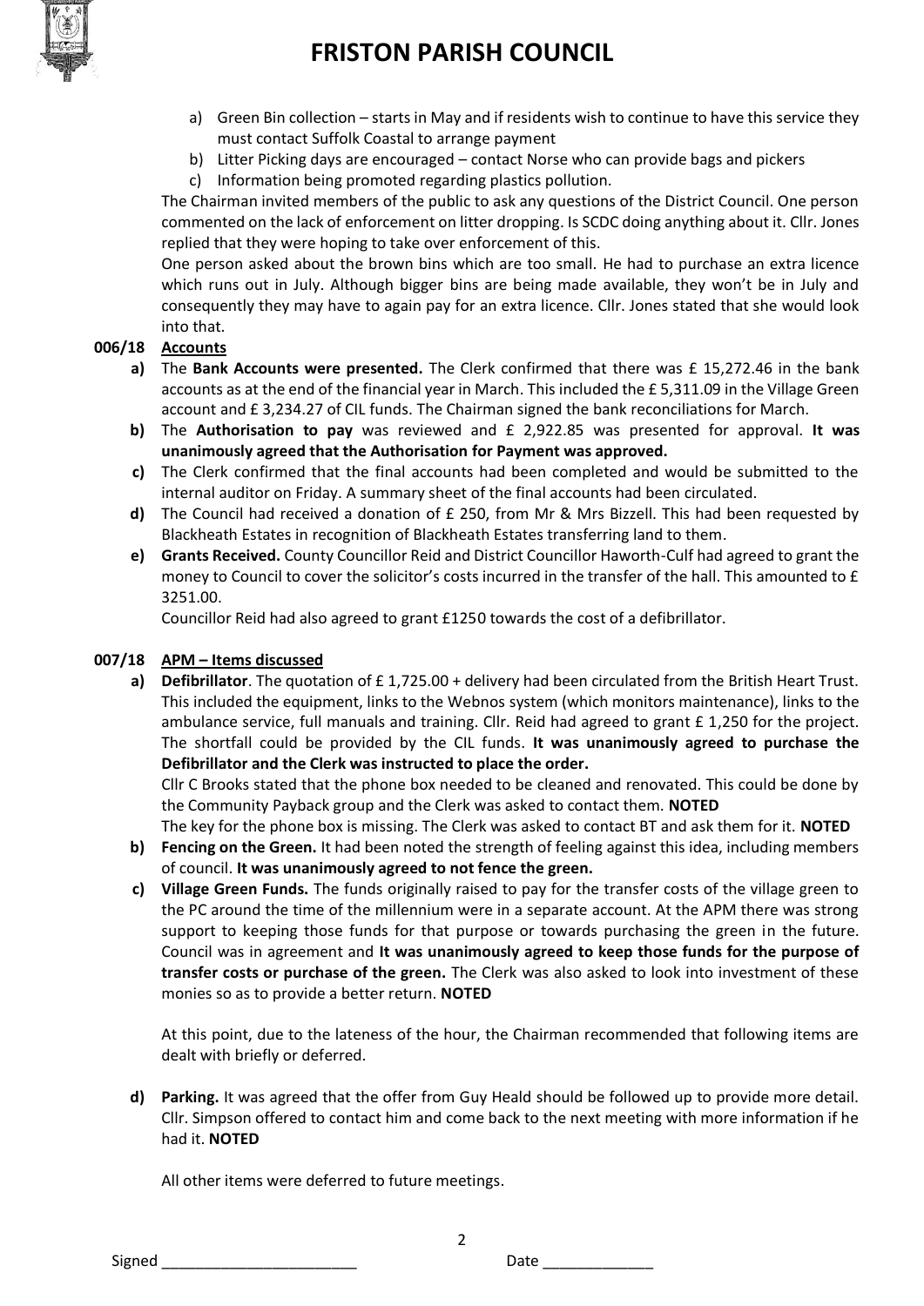a) Green Bin collection – starts in May and if residents wish to continue to have this service they must contact Suffolk Coastal to arrange payment
b) Litter Picking days are encouraged – contact Norse who can provide bags and pickers
c) Information being promoted regarding plastics pollution.

The Chairman invited members of the public to ask any questions of the District Council. One person commented on the lack of enforcement on litter dropping. Is SCDC doing anything about it. Cllr. Jones replied that they were hoping to take over enforcement of this.

One person asked about the brown bins which are too small. He had to purchase an extra licence which runs out in July. Although bigger bins are being made available, they won't be in July and consequently they may have to again pay for an extra licence. Cllr. Jones stated that she would look into that.

**006/18 Accounts**

**a)** The **Bank Accounts were presented.** The Clerk confirmed that there was £ 15,272.46 in the bank accounts as at the end of the financial year in March. This included the £ 5,311.09 in the Village Green account and £ 3,234.27 of CIL funds. The Chairman signed the bank reconciliations for March.

**b)** The **Authorisation to pay** was reviewed and £ 2,922.85 was presented for approval. **It was unanimously agreed that the Authorisation for Payment was approved.**

**c)** The Clerk confirmed that the final accounts had been completed and would be submitted to the internal auditor on Friday. A summary sheet of the final accounts had been circulated.

**d)** The Council had received a donation of £ 250, from Mr & Mrs Bizzell. This had been requested by Blackheath Estates in recognition of Blackheath Estates transferring land to them.

**e)** **Grants Received.** County Councillor Reid and District Councillor Haworth-Culf had agreed to grant the money to Council to cover the solicitor's costs incurred in the transfer of the hall. This amounted to £ 3251.00.

Councillor Reid had also agreed to grant £1250 towards the cost of a defibrillator.

**007/18 APM – Items discussed**

**a)** **Defibrillator**. The quotation of £ 1,725.00 + delivery had been circulated from the British Heart Trust. This included the equipment, links to the Webnos system (which monitors maintenance), links to the ambulance service, full manuals and training. Cllr. Reid had agreed to grant £ 1,250 for the project. The shortfall could be provided by the CIL funds. **It was unanimously agreed to purchase the Defibrillator and the Clerk was instructed to place the order.**

Cllr C Brooks stated that the phone box needed to be cleaned and renovated. This could be done by the Community Payback group and the Clerk was asked to contact them. **NOTED**

The key for the phone box is missing. The Clerk was asked to contact BT and ask them for it. **NOTED**

**b)** **Fencing on the Green.** It had been noted the strength of feeling against this idea, including members of council. **It was unanimously agreed to not fence the green.**

**c)** **Village Green Funds.** The funds originally raised to pay for the transfer costs of the village green to the PC around the time of the millennium were in a separate account. At the APM there was strong support to keeping those funds for that purpose or towards purchasing the green in the future. Council was in agreement and **It was unanimously agreed to keep those funds for the purpose of transfer costs or purchase of the green.** The Clerk was also asked to look into investment of these monies so as to provide a better return. **NOTED**

At this point, due to the lateness of the hour, the Chairman recommended that following items are dealt with briefly or deferred.

**d)** **Parking.** It was agreed that the offer from Guy Heald should be followed up to provide more detail. Cllr. Simpson offered to contact him and come back to the next meeting with more information if he had it. **NOTED**

All other items were deferred to future meetings.

Signed _______________________ Date _____________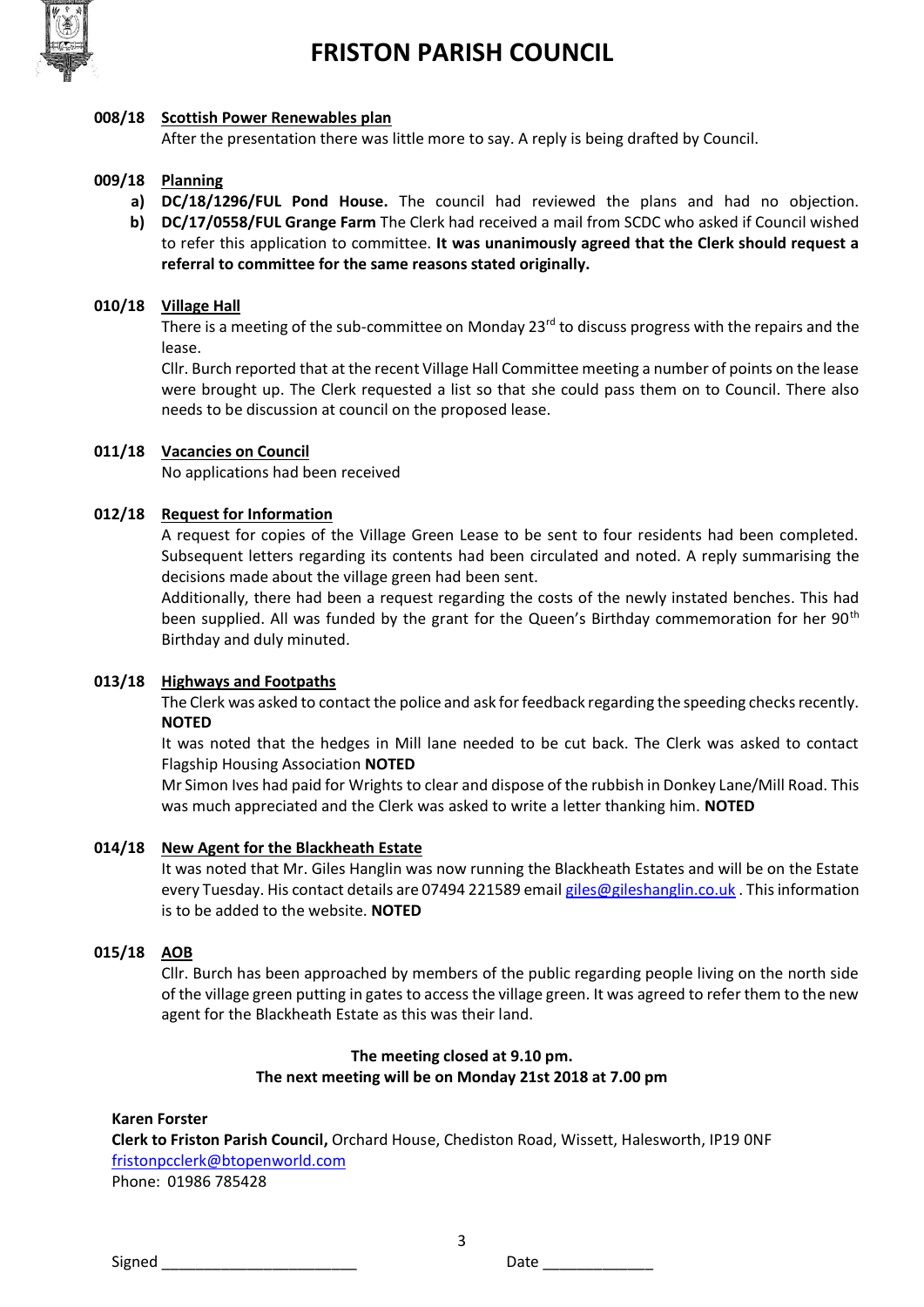# FRISTON PARISH COUNCIL

**008/18 Scottish Power Renewables plan**

After the presentation there was little more to say. A reply is being drafted by Council.

**009/18 Planning**

- **a) DC/18/1296/FUL Pond House.** The council had reviewed the plans and had no objection.
- **b) DC/17/0558/FUL Grange Farm** The Clerk had received a mail from SCDC who asked if Council wished to refer this application to committee. **It was unanimously agreed that the Clerk should request a referral to committee for the same reasons stated originally.**

**010/18 Village Hall**

There is a meeting of the sub-committee on Monday 23rd to discuss progress with the repairs and the lease.

Cllr. Burch reported that at the recent Village Hall Committee meeting a number of points on the lease were brought up. The Clerk requested a list so that she could pass them on to Council. There also needs to be discussion at council on the proposed lease.

**011/18 Vacancies on Council**

No applications had been received

**012/18 Request for Information**

A request for copies of the Village Green Lease to be sent to four residents had been completed. Subsequent letters regarding its contents had been circulated and noted. A reply summarising the decisions made about the village green had been sent.

Additionally, there had been a request regarding the costs of the newly instated benches. This had been supplied. All was funded by the grant for the Queen's Birthday commemoration for her 90th Birthday and duly minuted.

**013/18 Highways and Footpaths**

The Clerk was asked to contact the police and ask for feedback regarding the speeding checks recently. **NOTED**

It was noted that the hedges in Mill lane needed to be cut back. The Clerk was asked to contact Flagship Housing Association **NOTED**

Mr Simon Ives had paid for Wrights to clear and dispose of the rubbish in Donkey Lane/Mill Road. This was much appreciated and the Clerk was asked to write a letter thanking him. **NOTED**

**014/18 New Agent for the Blackheath Estate**

It was noted that Mr. Giles Hanglin was now running the Blackheath Estates and will be on the Estate every Tuesday. His contact details are 07494 221589 email giles@gileshanglin.co.uk . This information is to be added to the website. **NOTED**

**015/18 AOB**

Cllr. Burch has been approached by members of the public regarding people living on the north side of the village green putting in gates to access the village green. It was agreed to refer them to the new agent for the Blackheath Estate as this was their land.

**The meeting closed at 9.10 pm.**
**The next meeting will be on Monday 21st 2018 at 7.00 pm**

**Karen Forster**
**Clerk to Friston Parish Council,** Orchard House, Chediston Road, Wissett, Halesworth, IP19 0NF
fristonpcclerk@btopenworld.com
Phone: 01986 785428

Signed \_\_\_\_\_\_\_\_\_\_\_\_\_\_\_\_\_\_\_\_\_\_\_ Date \_\_\_\_\_\_\_\_\_\_\_\_\_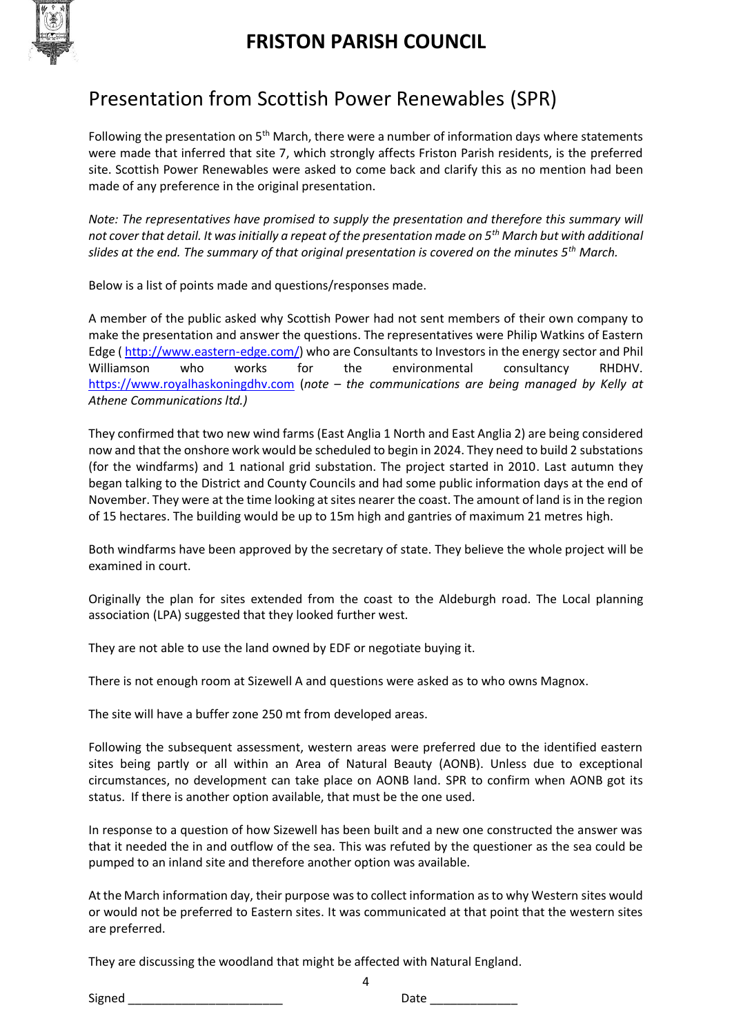# FRISTON PARISH COUNCIL

## Presentation from Scottish Power Renewables (SPR)

Following the presentation on 5th March, there were a number of information days where statements were made that inferred that site 7, which strongly affects Friston Parish residents, is the preferred site. Scottish Power Renewables were asked to come back and clarify this as no mention had been made of any preference in the original presentation.

*Note: The representatives have promised to supply the presentation and therefore this summary will not cover that detail. It was initially a repeat of the presentation made on 5th March but with additional slides at the end. The summary of that original presentation is covered on the minutes 5th March.*

Below is a list of points made and questions/responses made.

A member of the public asked why Scottish Power had not sent members of their own company to make the presentation and answer the questions. The representatives were Philip Watkins of Eastern Edge ( http://www.eastern-edge.com/) who are Consultants to Investors in the energy sector and Phil Williamson who works for the environmental consultancy RHDHV. https://www.royalhaskoningdhv.com (*note – the communications are being managed by Kelly at Athene Communications ltd.)*

They confirmed that two new wind farms (East Anglia 1 North and East Anglia 2) are being considered now and that the onshore work would be scheduled to begin in 2024. They need to build 2 substations (for the windfarms) and 1 national grid substation. The project started in 2010. Last autumn they began talking to the District and County Councils and had some public information days at the end of November. They were at the time looking at sites nearer the coast. The amount of land is in the region of 15 hectares. The building would be up to 15m high and gantries of maximum 21 metres high.

Both windfarms have been approved by the secretary of state. They believe the whole project will be examined in court.

Originally the plan for sites extended from the coast to the Aldeburgh road. The Local planning association (LPA) suggested that they looked further west.

They are not able to use the land owned by EDF or negotiate buying it.

There is not enough room at Sizewell A and questions were asked as to who owns Magnox.

The site will have a buffer zone 250 mt from developed areas.

Following the subsequent assessment, western areas were preferred due to the identified eastern sites being partly or all within an Area of Natural Beauty (AONB). Unless due to exceptional circumstances, no development can take place on AONB land. SPR to confirm when AONB got its status. If there is another option available, that must be the one used.

In response to a question of how Sizewell has been built and a new one constructed the answer was that it needed the in and outflow of the sea. This was refuted by the questioner as the sea could be pumped to an inland site and therefore another option was available.

At the March information day, their purpose was to collect information as to why Western sites would or would not be preferred to Eastern sites. It was communicated at that point that the western sites are preferred.

They are discussing the woodland that might be affected with Natural England.

Signed _______________________ Date _____________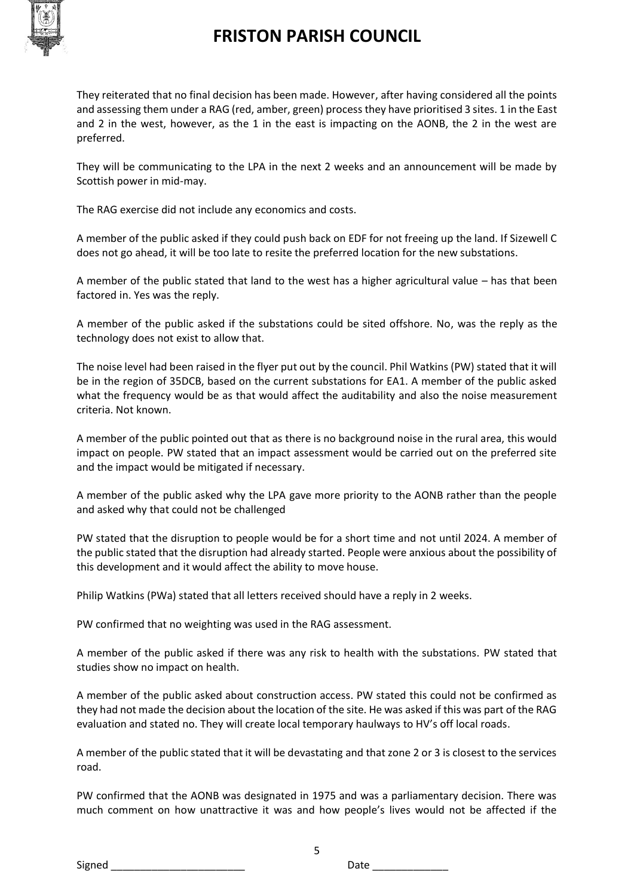They reiterated that no final decision has been made. However, after having considered all the points and assessing them under a RAG (red, amber, green) process they have prioritised 3 sites. 1 in the East and 2 in the west, however, as the 1 in the east is impacting on the AONB, the 2 in the west are preferred.

They will be communicating to the LPA in the next 2 weeks and an announcement will be made by Scottish power in mid-may.

The RAG exercise did not include any economics and costs.

A member of the public asked if they could push back on EDF for not freeing up the land. If Sizewell C does not go ahead, it will be too late to resite the preferred location for the new substations.

A member of the public stated that land to the west has a higher agricultural value – has that been factored in. Yes was the reply.

A member of the public asked if the substations could be sited offshore. No, was the reply as the technology does not exist to allow that.

The noise level had been raised in the flyer put out by the council. Phil Watkins (PW) stated that it will be in the region of 35DCB, based on the current substations for EA1. A member of the public asked what the frequency would be as that would affect the auditability and also the noise measurement criteria. Not known.

A member of the public pointed out that as there is no background noise in the rural area, this would impact on people. PW stated that an impact assessment would be carried out on the preferred site and the impact would be mitigated if necessary.

A member of the public asked why the LPA gave more priority to the AONB rather than the people and asked why that could not be challenged

PW stated that the disruption to people would be for a short time and not until 2024. A member of the public stated that the disruption had already started. People were anxious about the possibility of this development and it would affect the ability to move house.

Philip Watkins (PWa) stated that all letters received should have a reply in 2 weeks.

PW confirmed that no weighting was used in the RAG assessment.

A member of the public asked if there was any risk to health with the substations. PW stated that studies show no impact on health.

A member of the public asked about construction access. PW stated this could not be confirmed as they had not made the decision about the location of the site. He was asked if this was part of the RAG evaluation and stated no. They will create local temporary haulways to HV's off local roads.

A member of the public stated that it will be devastating and that zone 2 or 3 is closest to the services road.

PW confirmed that the AONB was designated in 1975 and was a parliamentary decision. There was much comment on how unattractive it was and how people's lives would not be affected if the

Signed _______________________ Date _____________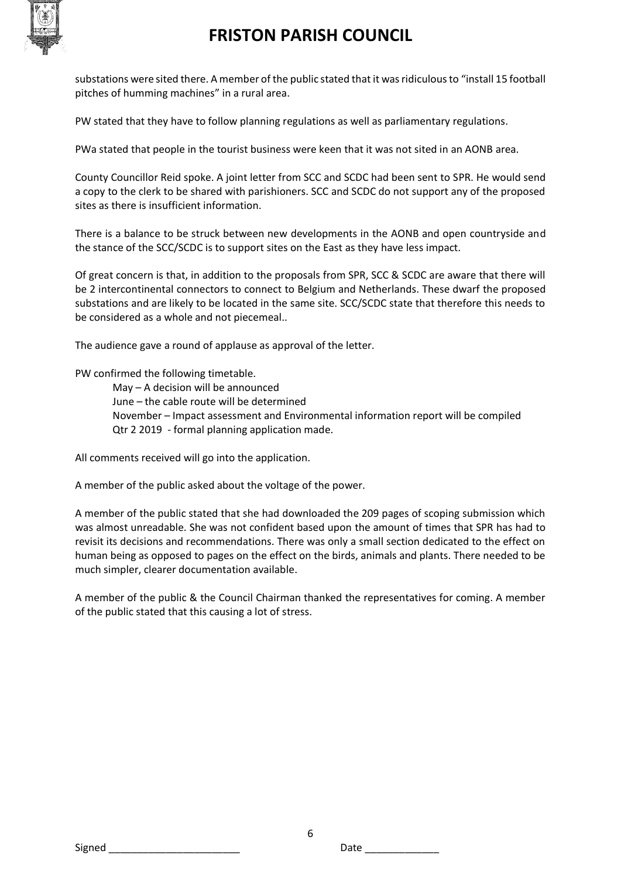substations were sited there. A member of the public stated that it was ridiculous to "install 15 football pitches of humming machines" in a rural area.

PW stated that they have to follow planning regulations as well as parliamentary regulations.

PWa stated that people in the tourist business were keen that it was not sited in an AONB area.

County Councillor Reid spoke. A joint letter from SCC and SCDC had been sent to SPR. He would send a copy to the clerk to be shared with parishioners. SCC and SCDC do not support any of the proposed sites as there is insufficient information.

There is a balance to be struck between new developments in the AONB and open countryside and the stance of the SCC/SCDC is to support sites on the East as they have less impact.

Of great concern is that, in addition to the proposals from SPR, SCC & SCDC are aware that there will be 2 intercontinental connectors to connect to Belgium and Netherlands. These dwarf the proposed substations and are likely to be located in the same site. SCC/SCDC state that therefore this needs to be considered as a whole and not piecemeal..

The audience gave a round of applause as approval of the letter.

PW confirmed the following timetable.

- May – A decision will be announced
- June – the cable route will be determined
- November – Impact assessment and Environmental information report will be compiled
- Qtr 2 2019 - formal planning application made.

All comments received will go into the application.

A member of the public asked about the voltage of the power.

A member of the public stated that she had downloaded the 209 pages of scoping submission which was almost unreadable. She was not confident based upon the amount of times that SPR has had to revisit its decisions and recommendations. There was only a small section dedicated to the effect on human being as opposed to pages on the effect on the birds, animals and plants. There needed to be much simpler, clearer documentation available.

A member of the public & the Council Chairman thanked the representatives for coming. A member of the public stated that this causing a lot of stress.

Signed _______________________ Date _____________